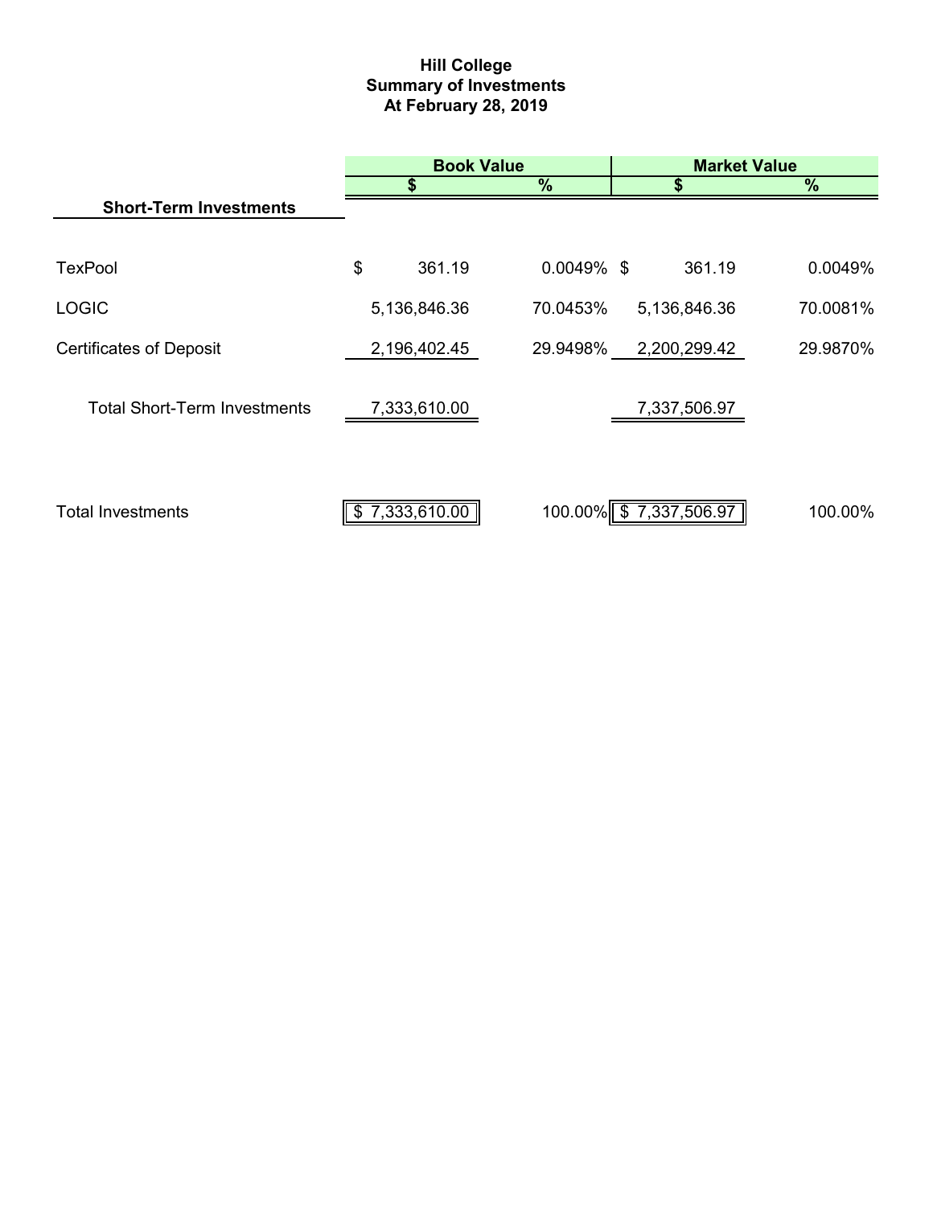# Hill College
## Summary of Investments
## At February 28, 2019

| | Book Value | | Market Value | |
|---|---|---|---|---|
| | $ | % | $ | % |
| **Short-Term Investments** | | | | |
| TexPool | $ 361.19 | 0.0049% | $ 361.19 | 0.0049% |
| LOGIC | 5,136,846.36 | 70.0453% | 5,136,846.36 | 70.0081% |
| Certificates of Deposit | 2,196,402.45 | 29.9498% | 2,200,299.42 | 29.9870% |
| Total Short-Term Investments | 7,333,610.00 | | 7,337,506.97 | |
| Total Investments | $ 7,333,610.00 | 100.00% | $ 7,337,506.97 | 100.00% |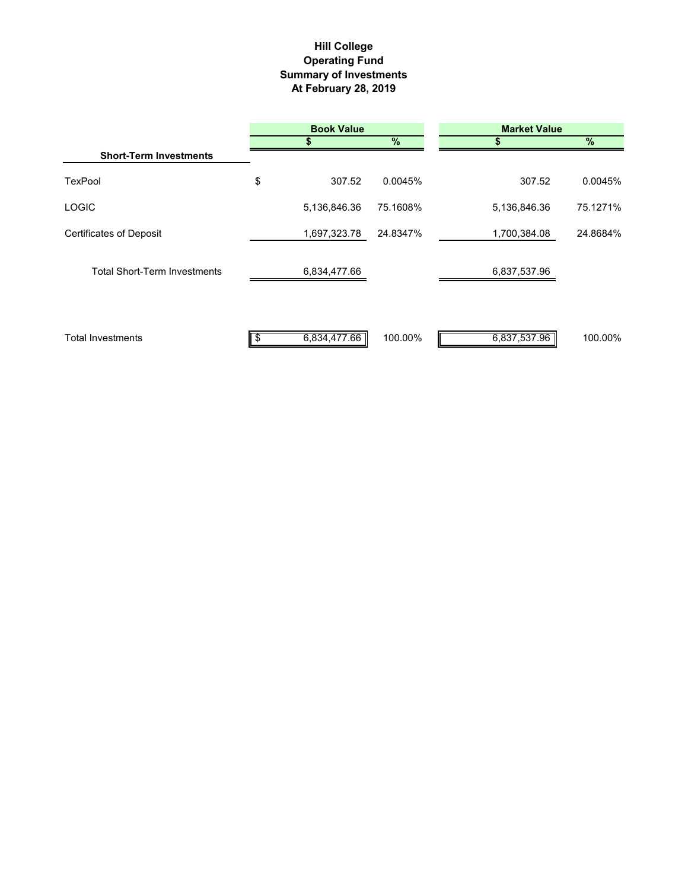# Hill College
## Operating Fund
## Summary of Investments
## At February 28, 2019

| | Book Value | | Market Value | |
|---|---|---|---|---|
| | $ | % | $ | % |
| **Short-Term Investments** | | | | |
| TexPool | $ 307.52 | 0.0045% | 307.52 | 0.0045% |
| LOGIC | 5,136,846.36 | 75.1608% | 5,136,846.36 | 75.1271% |
| Certificates of Deposit | 1,697,323.78 | 24.8347% | 1,700,384.08 | 24.8684% |
| Total Short-Term Investments | 6,834,477.66 | | 6,837,537.96 | |
| Total Investments | $ 6,834,477.66 | 100.00% | 6,837,537.96 | 100.00% |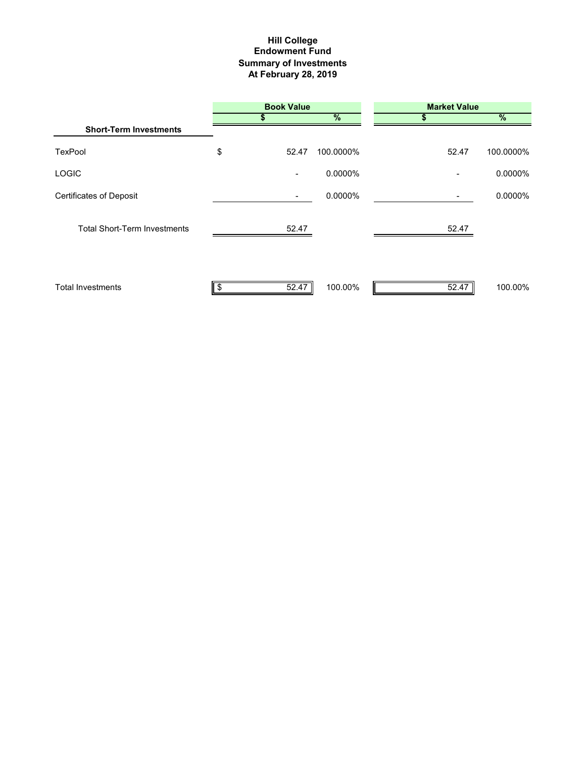# Hill College
## Endowment Fund
## Summary of Investments
## At February 28, 2019

| | Book Value | | Market Value | |
|---|---|---|---|---|
| | $ | % | $ | % |
| **Short-Term Investments** | | | | |
| TexPool | $ 52.47 | 100.0000% | 52.47 | 100.0000% |
| LOGIC | - | 0.0000% | - | 0.0000% |
| Certificates of Deposit | - | 0.0000% | - | 0.0000% |
| Total Short-Term Investments | 52.47 | | 52.47 | |
| Total Investments | $ 52.47 | 100.00% | 52.47 | 100.00% |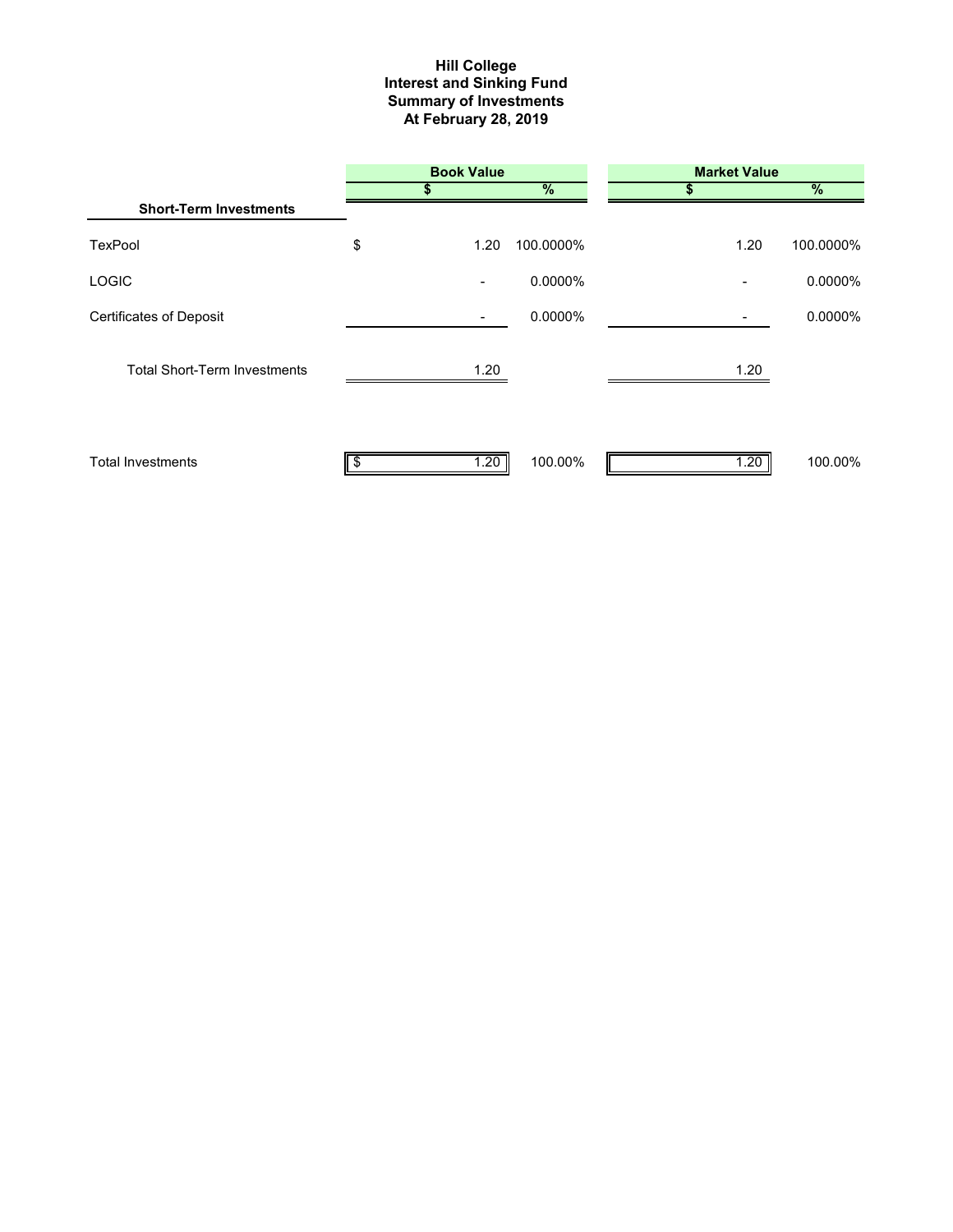# Hill College
## Interest and Sinking Fund
## Summary of Investments
## At February 28, 2019

| | Book Value | | Market Value | |
|---|---|---|---|---|
| **Short-Term Investments** | $ | % | $ | % |
| TexPool | $ 1.20 | 100.0000% | 1.20 | 100.0000% |
| LOGIC | - | 0.0000% | - | 0.0000% |
| Certificates of Deposit | - | 0.0000% | - | 0.0000% |
| Total Short-Term Investments | 1.20 | | 1.20 | |
| Total Investments | $ 1.20 | 100.00% | 1.20 | 100.00% |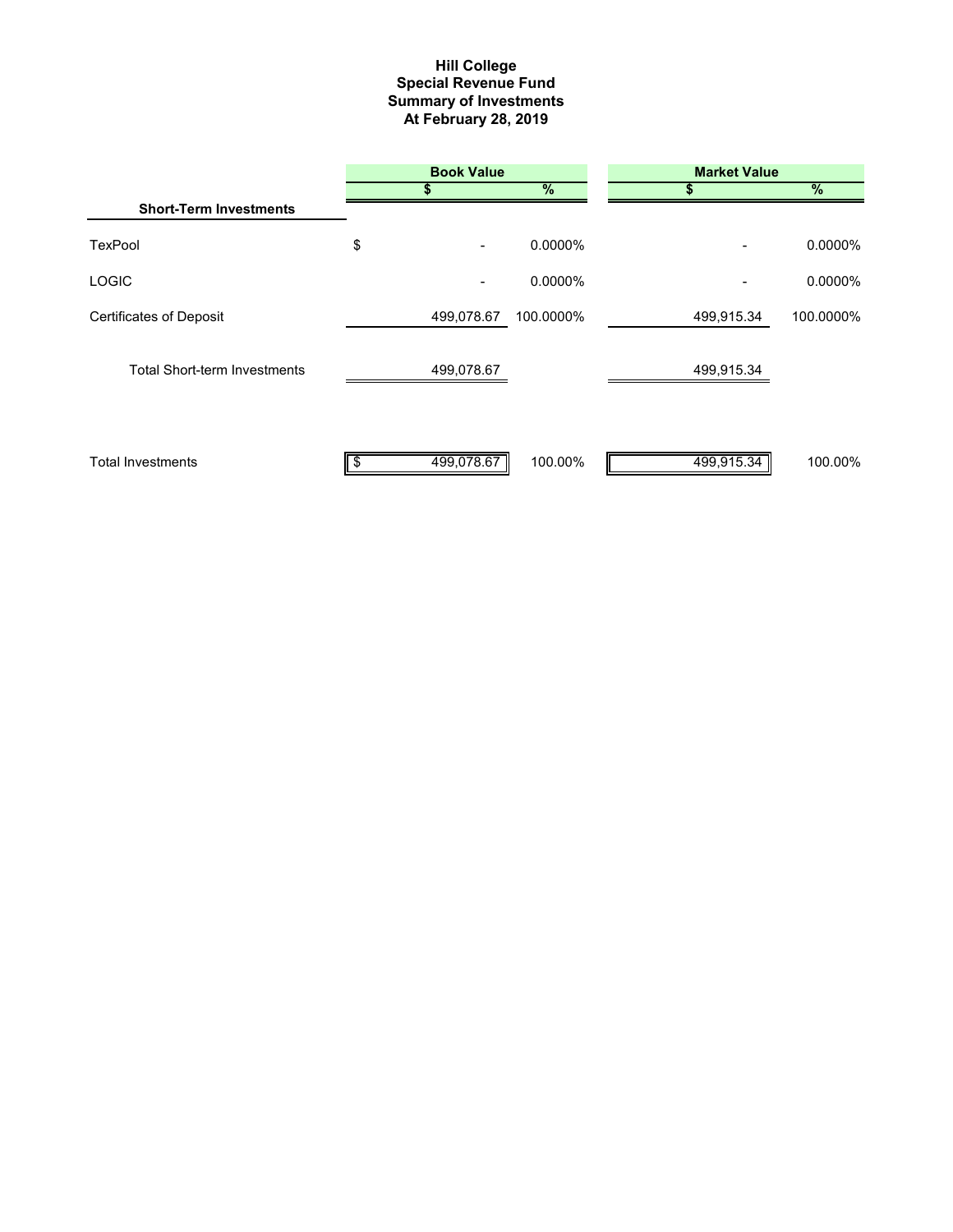# Hill College
## Special Revenue Fund
## Summary of Investments
## At February 28, 2019

| | Book Value | | Market Value | |
|---|---|---|---|---|
| **Short-Term Investments** | $ | % | $ | % |
| TexPool | $ - | 0.0000% | - | 0.0000% |
| LOGIC | - | 0.0000% | - | 0.0000% |
| Certificates of Deposit | 499,078.67 | 100.0000% | 499,915.34 | 100.0000% |
| Total Short-term Investments | 499,078.67 | | 499,915.34 | |
| Total Investments | $ 499,078.67 | 100.00% | 499,915.34 | 100.00% |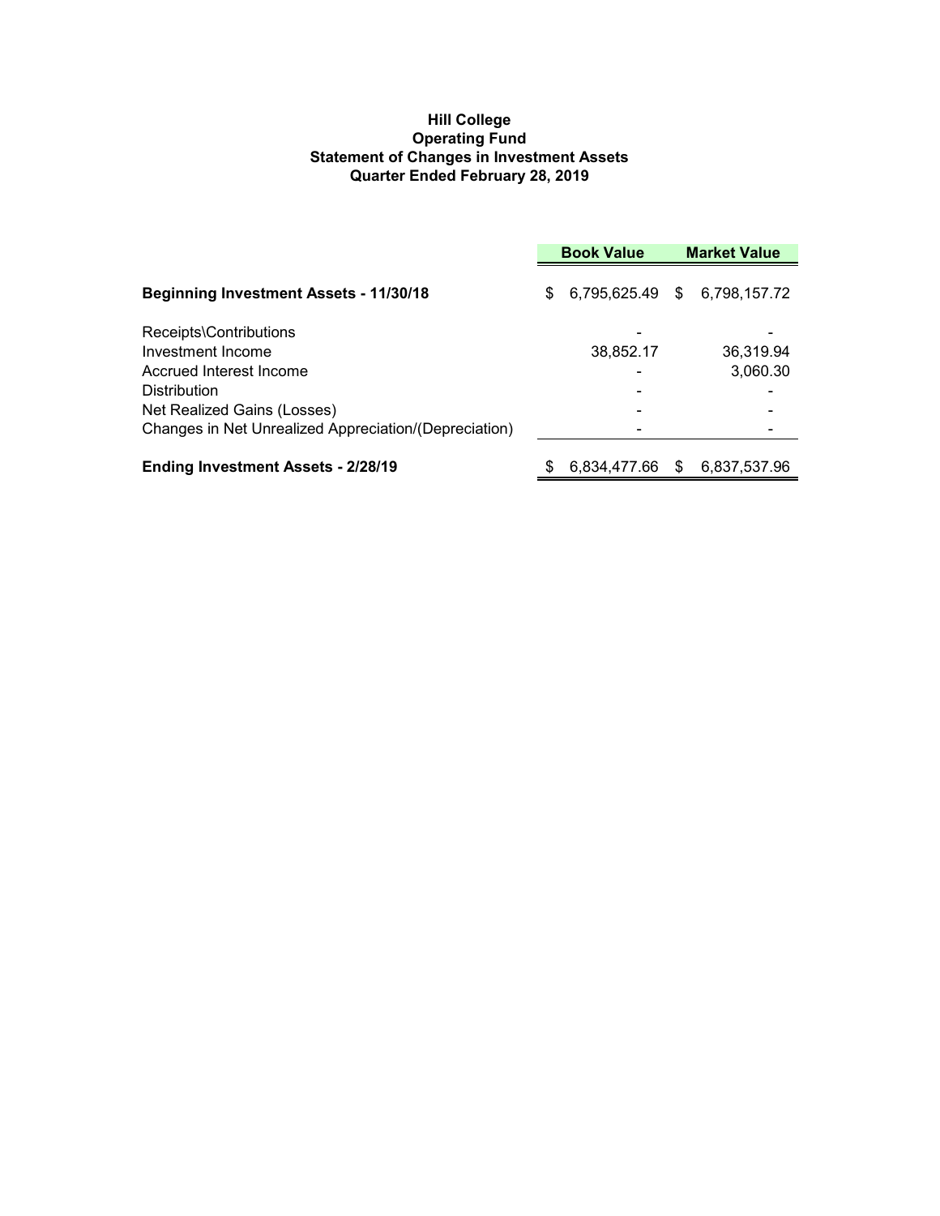**Hill College**
**Operating Fund**
**Statement of Changes in Investment Assets**
**Quarter Ended February 28, 2019**

| | Book Value | Market Value |
|---|---|---|
| **Beginning Investment Assets - 11/30/18** | $ 6,795,625.49 | $ 6,798,157.72 |
| Receipts\Contributions | - | - |
| Investment Income | 38,852.17 | 36,319.94 |
| Accrued Interest Income | - | 3,060.30 |
| Distribution | - | - |
| Net Realized Gains (Losses) | - | - |
| Changes in Net Unrealized Appreciation/(Depreciation) | - | - |
| **Ending Investment Assets - 2/28/19** | $ 6,834,477.66 | $ 6,837,537.96 |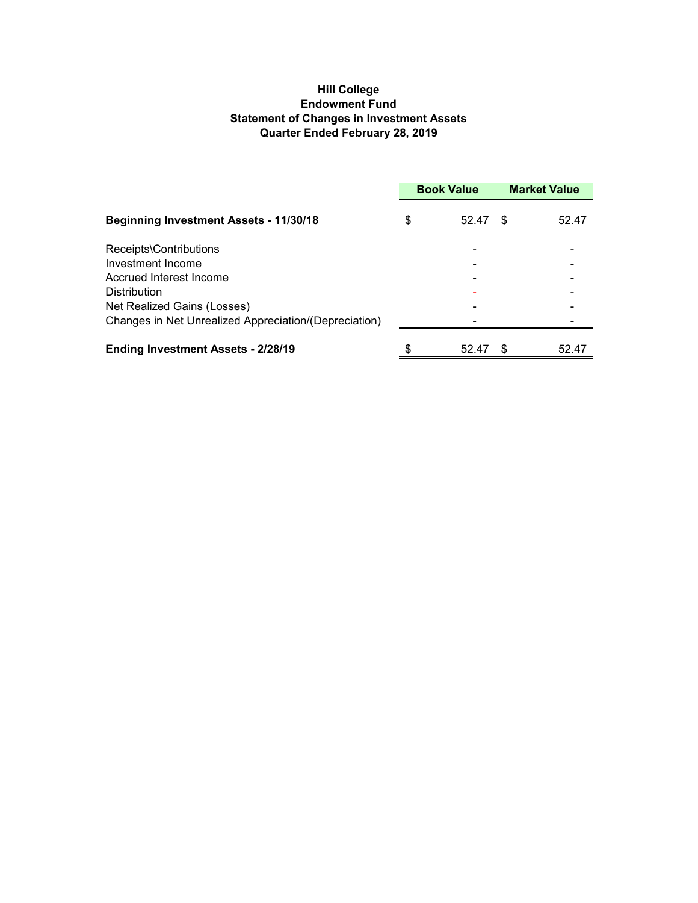# Hill College
## Endowment Fund
## Statement of Changes in Investment Assets
## Quarter Ended February 28, 2019

| | Book Value | Market Value |
|---|---|---|
| **Beginning Investment Assets - 11/30/18** | $ 52.47 | $ 52.47 |
| Receipts\Contributions | - | - |
| Investment Income | - | - |
| Accrued Interest Income | - | - |
| Distribution | - | - |
| Net Realized Gains (Losses) | - | - |
| Changes in Net Unrealized Appreciation/(Depreciation) | - | - |
| **Ending Investment Assets - 2/28/19** | $ 52.47 | $ 52.47 |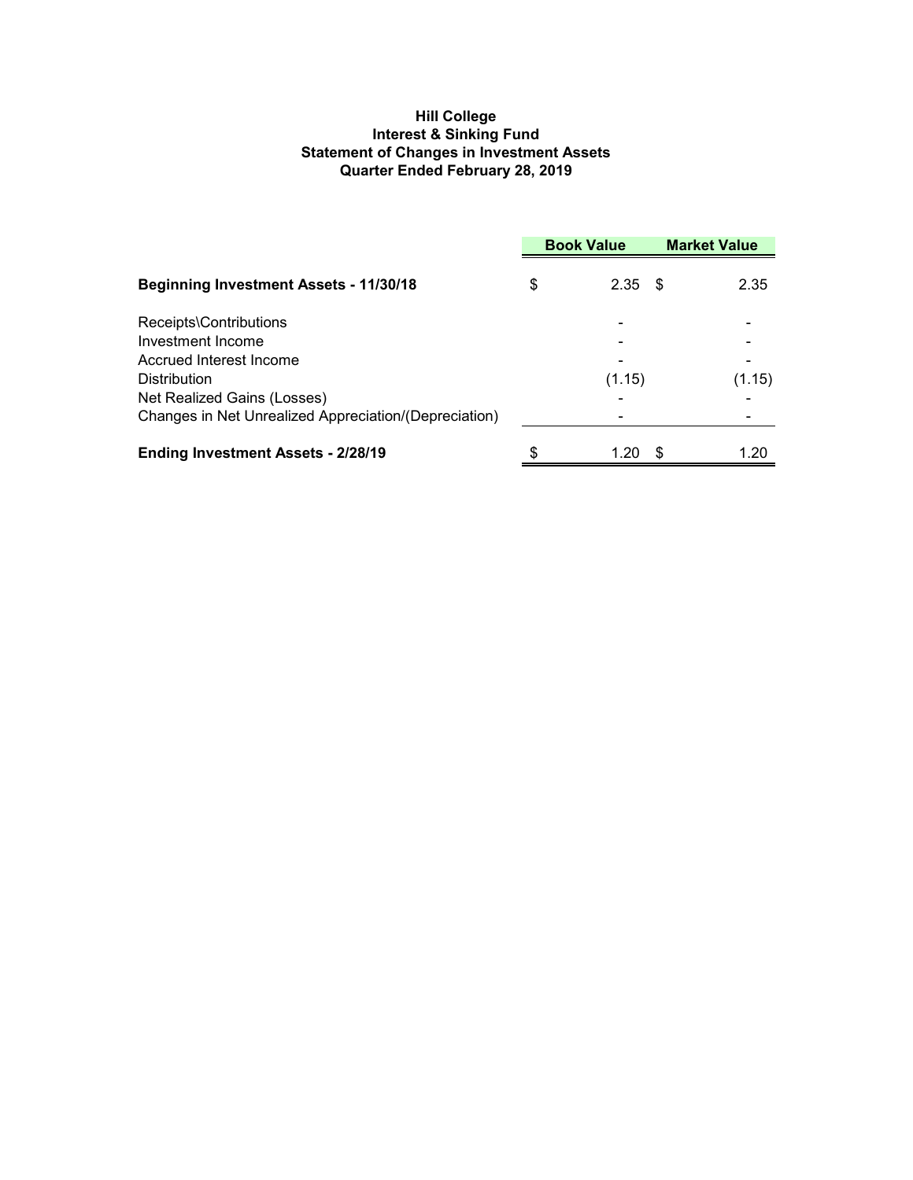**Hill College**
**Interest & Sinking Fund**
**Statement of Changes in Investment Assets**
**Quarter Ended February 28, 2019**

| | Book Value | Market Value |
|---|---|---|
| **Beginning Investment Assets - 11/30/18** | $ 2.35 | $ 2.35 |
| Receipts\Contributions | - | - |
| Investment Income | - | - |
| Accrued Interest Income | - | - |
| Distribution | (1.15) | (1.15) |
| Net Realized Gains (Losses) | - | - |
| Changes in Net Unrealized Appreciation/(Depreciation) | - | - |
| **Ending Investment Assets - 2/28/19** | $ 1.20 | $ 1.20 |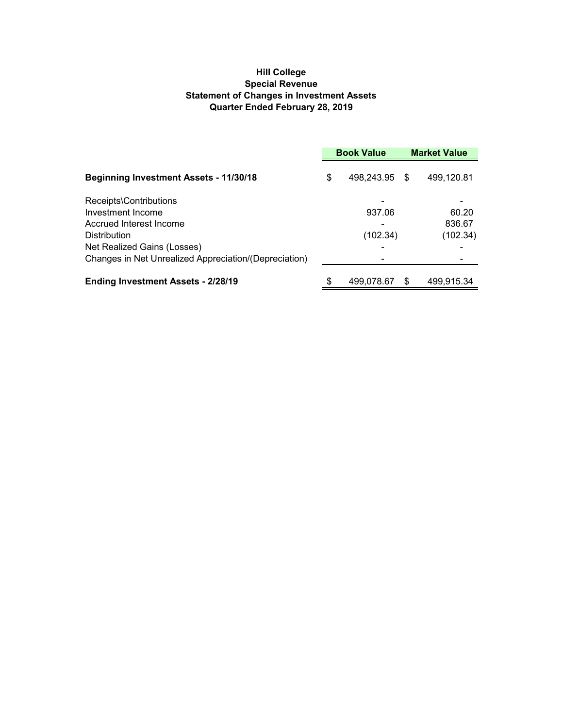**Hill College**
**Special Revenue**
**Statement of Changes in Investment Assets**
**Quarter Ended February 28, 2019**

| | Book Value | Market Value |
|---|---|---|
| **Beginning Investment Assets - 11/30/18** | $ 498,243.95 | $ 499,120.81 |
| Receipts\Contributions | - | - |
| Investment Income | 937.06 | 60.20 |
| Accrued Interest Income | - | 836.67 |
| Distribution | (102.34) | (102.34) |
| Net Realized Gains (Losses) | - | - |
| Changes in Net Unrealized Appreciation/(Depreciation) | - | - |
| **Ending Investment Assets - 2/28/19** | $ 499,078.67 | $ 499,915.34 |